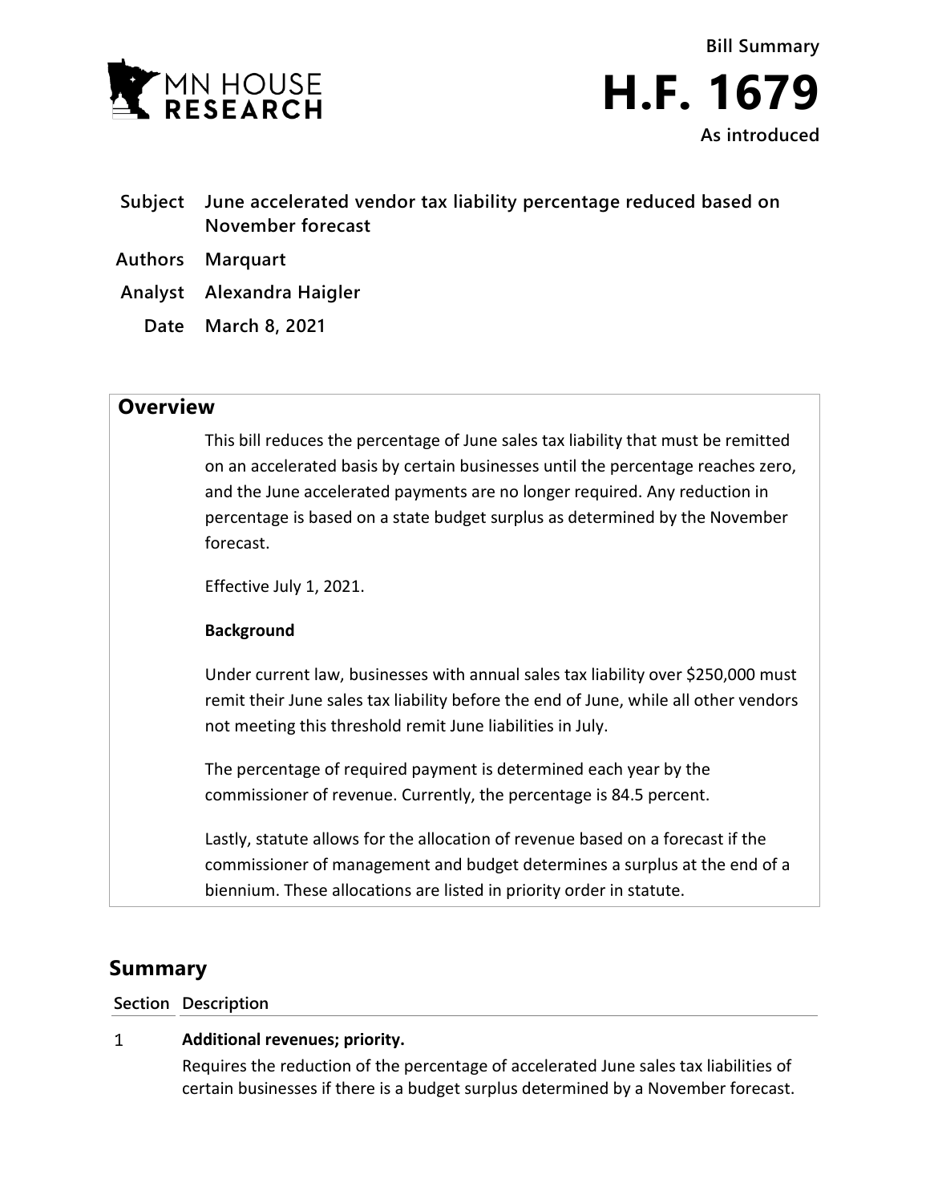MN HOUSE RESEARCH

**Bill Summary**

# H.F. 1679

**As introduced**

| | |
|---|---|
| **Subject** | **June accelerated vendor tax liability percentage reduced based on November forecast** |
| **Authors** | **Marquart** |
| **Analyst** | **Alexandra Haigler** |
| **Date** | **March 8, 2021** |

## Overview

This bill reduces the percentage of June sales tax liability that must be remitted on an accelerated basis by certain businesses until the percentage reaches zero, and the June accelerated payments are no longer required. Any reduction in percentage is based on a state budget surplus as determined by the November forecast.

Effective July 1, 2021.

**Background**

Under current law, businesses with annual sales tax liability over $250,000 must remit their June sales tax liability before the end of June, while all other vendors not meeting this threshold remit June liabilities in July.

The percentage of required payment is determined each year by the commissioner of revenue. Currently, the percentage is 84.5 percent.

Lastly, statute allows for the allocation of revenue based on a forecast if the commissioner of management and budget determines a surplus at the end of a biennium. These allocations are listed in priority order in statute.

## Summary

| Section | Description |
|---|---|
| 1 | **Additional revenues; priority.** Requires the reduction of the percentage of accelerated June sales tax liabilities of certain businesses if there is a budget surplus determined by a November forecast. |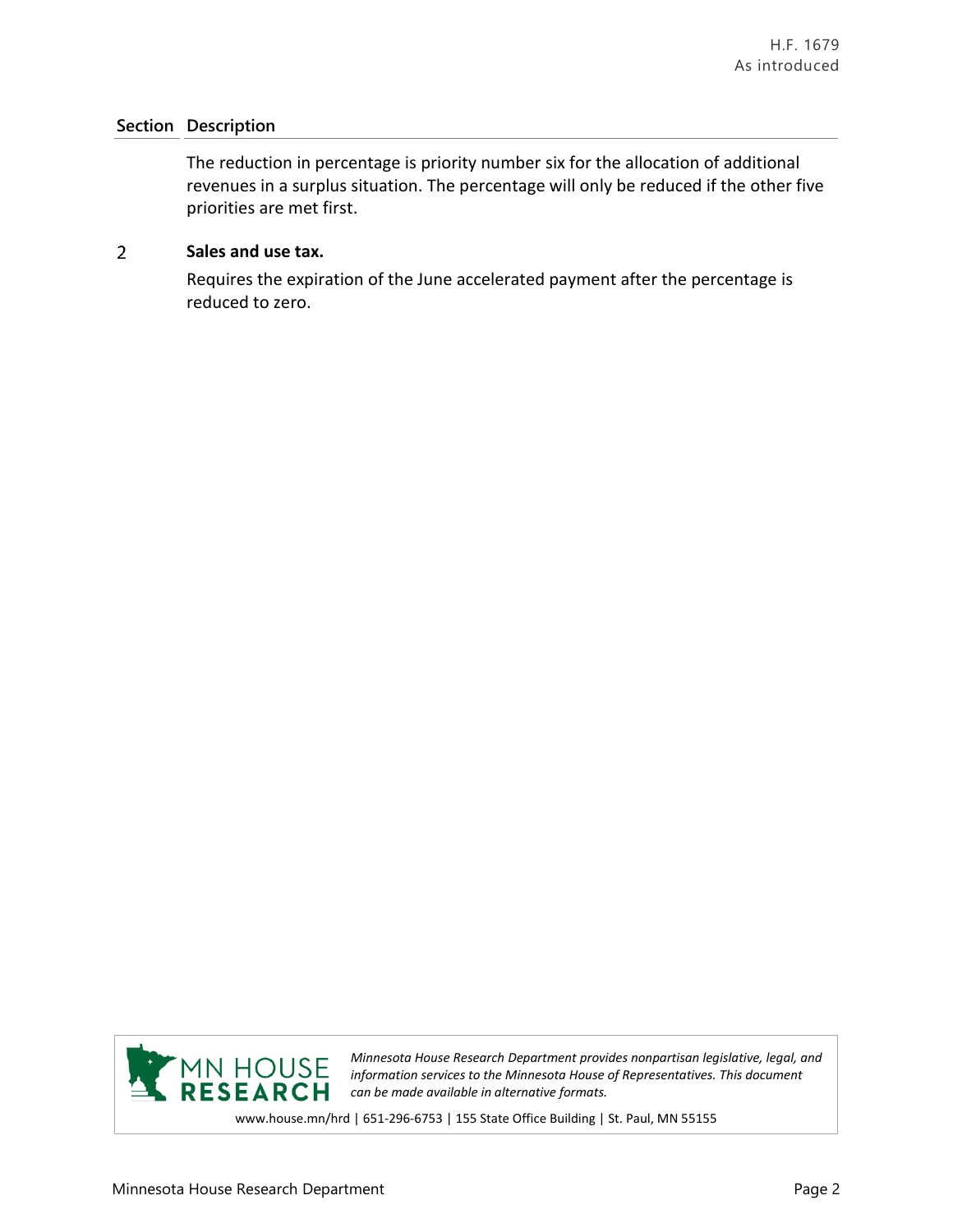| Section | Description |
|---|---|
| | The reduction in percentage is priority number six for the allocation of additional revenues in a surplus situation. The percentage will only be reduced if the other five priorities are met first. |
| 2 | **Sales and use tax.** Requires the expiration of the June accelerated payment after the percentage is reduced to zero. |

*Minnesota House Research Department provides nonpartisan legislative, legal, and information services to the Minnesota House of Representatives. This document can be made available in alternative formats.*

www.house.mn/hrd | 651-296-6753 | 155 State Office Building | St. Paul, MN 55155